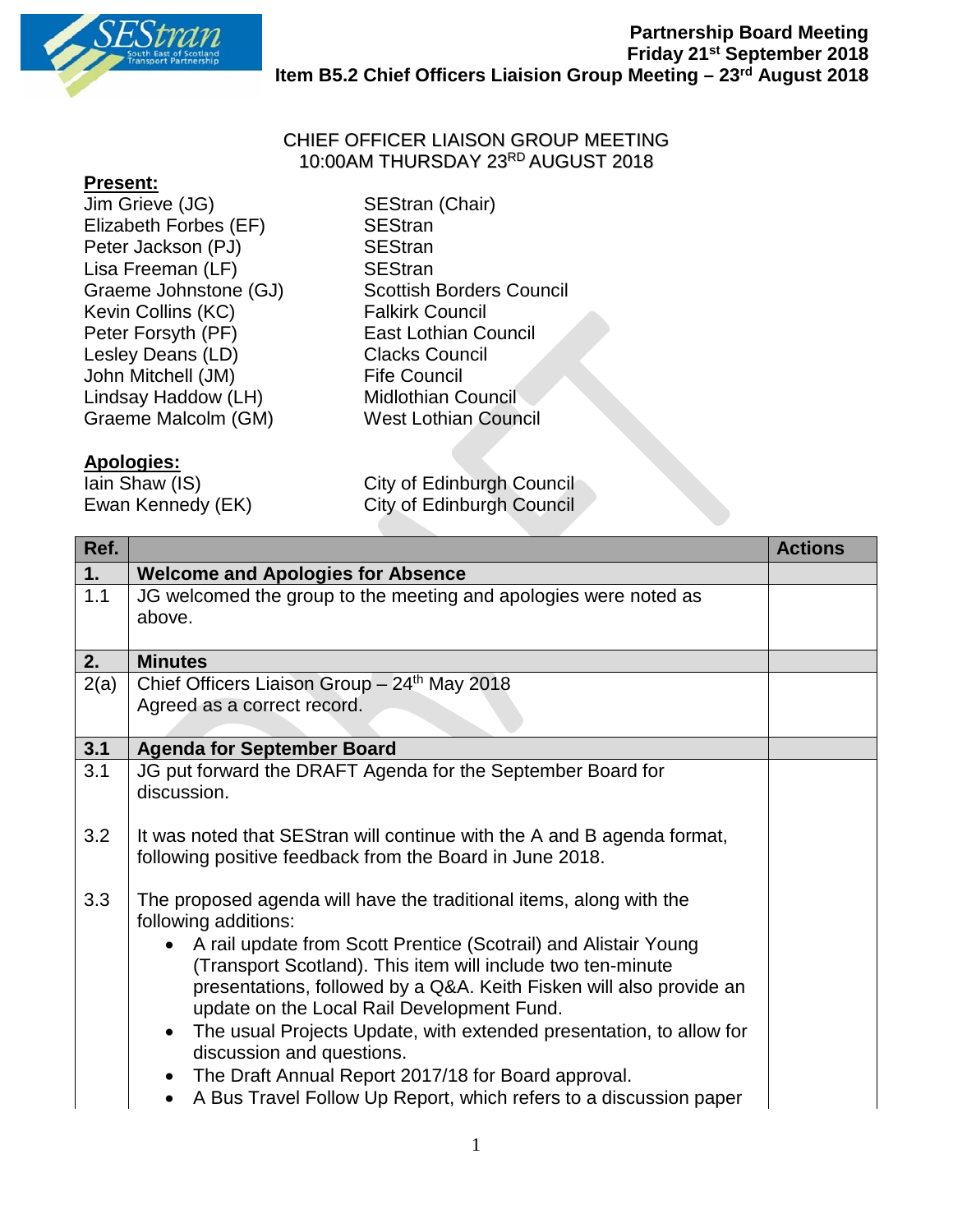**Partnership Board Meeting**
**Friday 21st September 2018**
**Item B5.2 Chief Officers Liaison Group Meeting – 23rd August 2018**

CHIEF OFFICER LIAISON GROUP MEETING
10:00AM THURSDAY 23RD AUGUST 2018

**Present:**

| | |
|---|---|
| Jim Grieve (JG) | SEStran (Chair) |
| Elizabeth Forbes (EF) | SEStran |
| Peter Jackson (PJ) | SEStran |
| Lisa Freeman (LF) | SEStran |
| Graeme Johnstone (GJ) | Scottish Borders Council |
| Kevin Collins (KC) | Falkirk Council |
| Peter Forsyth (PF) | East Lothian Council |
| Lesley Deans (LD) | Clacks Council |
| John Mitchell (JM) | Fife Council |
| Lindsay Haddow (LH) | Midlothian Council |
| Graeme Malcolm (GM) | West Lothian Council |

**Apologies:**

| | |
|---|---|
| Iain Shaw (IS) | City of Edinburgh Council |
| Ewan Kennedy (EK) | City of Edinburgh Council |

| Ref. | | Actions |
|---|---|---|
| **1.** | **Welcome and Apologies for Absence** | |
| 1.1 | JG welcomed the group to the meeting and apologies were noted as above. | |
| **2.** | **Minutes** | |
| 2(a) | Chief Officers Liaison Group – 24th May 2018<br>Agreed as a correct record. | |
| **3.1** | **Agenda for September Board** | |
| 3.1 | JG put forward the DRAFT Agenda for the September Board for discussion. | |
| 3.2 | It was noted that SEStran will continue with the A and B agenda format, following positive feedback from the Board in June 2018. | |
| 3.3 | The proposed agenda will have the traditional items, along with the following additions:<br>• A rail update from Scott Prentice (Scotrail) and Alistair Young (Transport Scotland). This item will include two ten-minute presentations, followed by a Q&A. Keith Fisken will also provide an update on the Local Rail Development Fund.<br>• The usual Projects Update, with extended presentation, to allow for discussion and questions.<br>• The Draft Annual Report 2017/18 for Board approval.<br>• A Bus Travel Follow Up Report, which refers to a discussion paper | |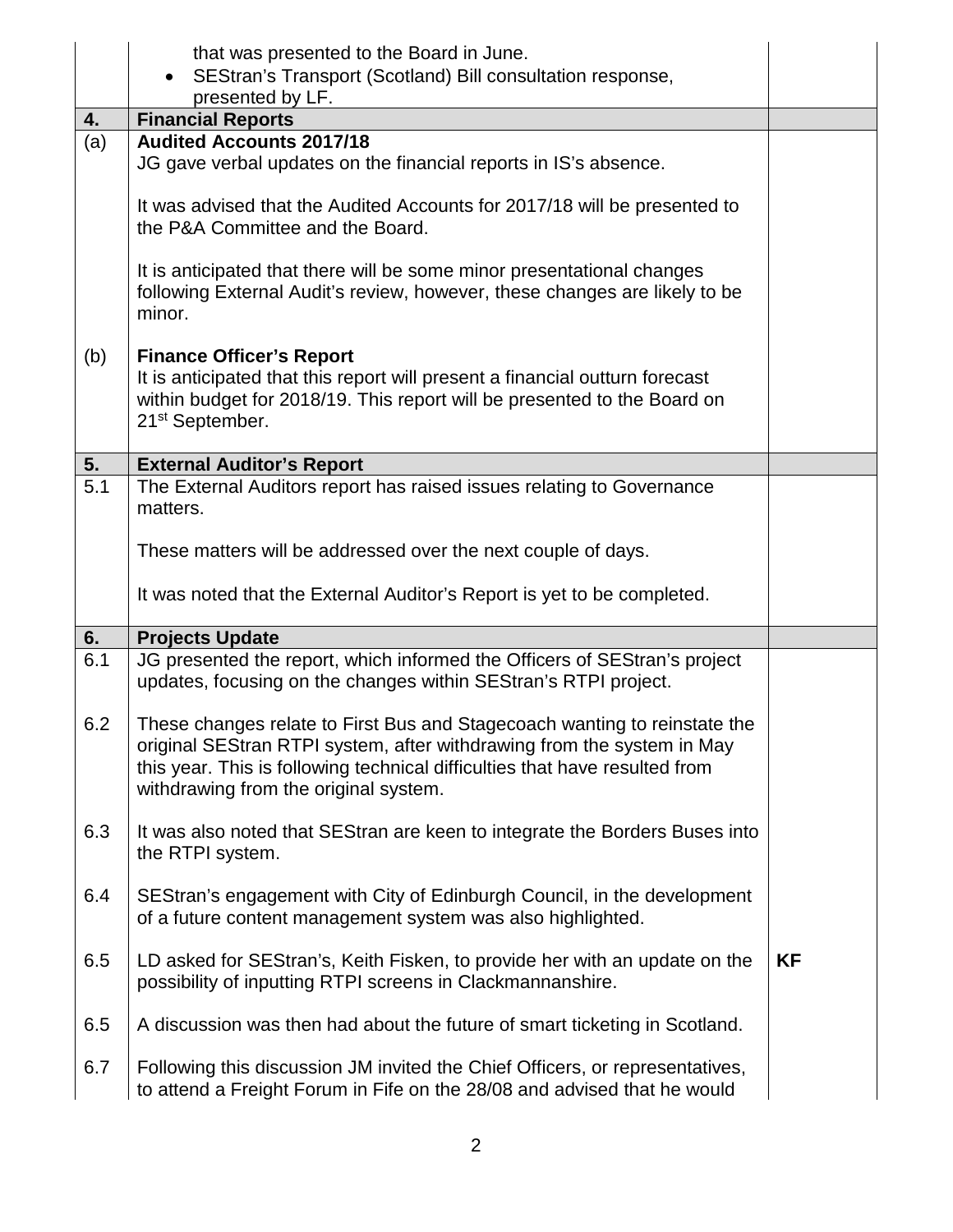| | | |
|---|---|---|
| | that was presented to the Board in June.<br>• SEStran's Transport (Scotland) Bill consultation response, presented by LF. | |
| **4.** | **Financial Reports** | |
| (a) | **Audited Accounts 2017/18**<br>JG gave verbal updates on the financial reports in IS's absence.<br><br>It was advised that the Audited Accounts for 2017/18 will be presented to the P&A Committee and the Board.<br><br>It is anticipated that there will be some minor presentational changes following External Audit's review, however, these changes are likely to be minor. | |
| (b) | **Finance Officer's Report**<br>It is anticipated that this report will present a financial outturn forecast within budget for 2018/19. This report will be presented to the Board on 21st September. | |
| **5.** | **External Auditor's Report** | |
| 5.1 | The External Auditors report has raised issues relating to Governance matters.<br><br>These matters will be addressed over the next couple of days.<br><br>It was noted that the External Auditor's Report is yet to be completed. | |
| **6.** | **Projects Update** | |
| 6.1 | JG presented the report, which informed the Officers of SEStran's project updates, focusing on the changes within SEStran's RTPI project. | |
| 6.2 | These changes relate to First Bus and Stagecoach wanting to reinstate the original SEStran RTPI system, after withdrawing from the system in May this year. This is following technical difficulties that have resulted from withdrawing from the original system. | |
| 6.3 | It was also noted that SEStran are keen to integrate the Borders Buses into the RTPI system. | |
| 6.4 | SEStran's engagement with City of Edinburgh Council, in the development of a future content management system was also highlighted. | |
| 6.5 | LD asked for SEStran's, Keith Fisken, to provide her with an update on the possibility of inputting RTPI screens in Clackmannanshire. | **KF** |
| 6.5 | A discussion was then had about the future of smart ticketing in Scotland. | |
| 6.7 | Following this discussion JM invited the Chief Officers, or representatives, to attend a Freight Forum in Fife on the 28/08 and advised that he would | |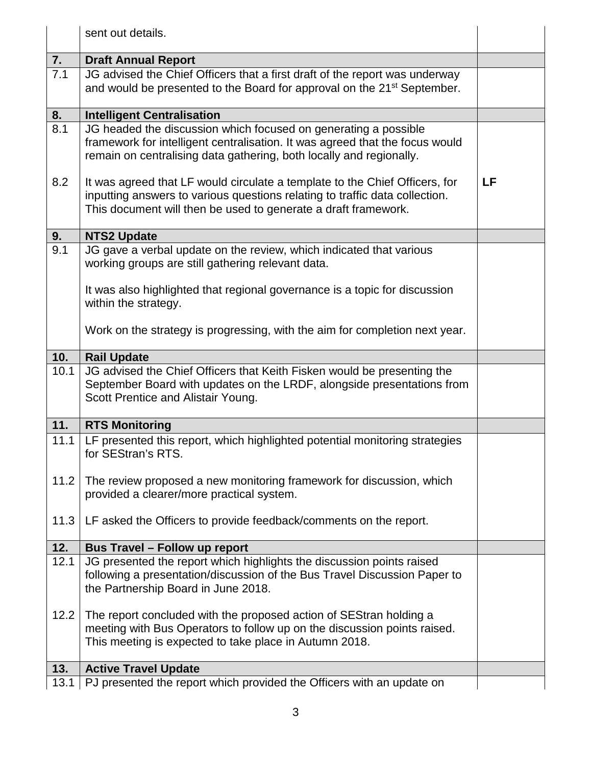| | | |
|---|---|---|
| | sent out details. | |
| **7.** | **Draft Annual Report** | |
| 7.1 | JG advised the Chief Officers that a first draft of the report was underway and would be presented to the Board for approval on the 21st September. | |
| **8.** | **Intelligent Centralisation** | |
| 8.1 | JG headed the discussion which focused on generating a possible framework for intelligent centralisation. It was agreed that the focus would remain on centralising data gathering, both locally and regionally. | |
| 8.2 | It was agreed that LF would circulate a template to the Chief Officers, for inputting answers to various questions relating to traffic data collection. This document will then be used to generate a draft framework. | **LF** |
| **9.** | **NTS2 Update** | |
| 9.1 | JG gave a verbal update on the review, which indicated that various working groups are still gathering relevant data.<br><br>It was also highlighted that regional governance is a topic for discussion within the strategy.<br><br>Work on the strategy is progressing, with the aim for completion next year. | |
| **10.** | **Rail Update** | |
| 10.1 | JG advised the Chief Officers that Keith Fisken would be presenting the September Board with updates on the LRDF, alongside presentations from Scott Prentice and Alistair Young. | |
| **11.** | **RTS Monitoring** | |
| 11.1 | LF presented this report, which highlighted potential monitoring strategies for SEStran's RTS. | |
| 11.2 | The review proposed a new monitoring framework for discussion, which provided a clearer/more practical system. | |
| 11.3 | LF asked the Officers to provide feedback/comments on the report. | |
| **12.** | **Bus Travel – Follow up report** | |
| 12.1 | JG presented the report which highlights the discussion points raised following a presentation/discussion of the Bus Travel Discussion Paper to the Partnership Board in June 2018. | |
| 12.2 | The report concluded with the proposed action of SEStran holding a meeting with Bus Operators to follow up on the discussion points raised. This meeting is expected to take place in Autumn 2018. | |
| **13.** | **Active Travel Update** | |
| 13.1 | PJ presented the report which provided the Officers with an update on | |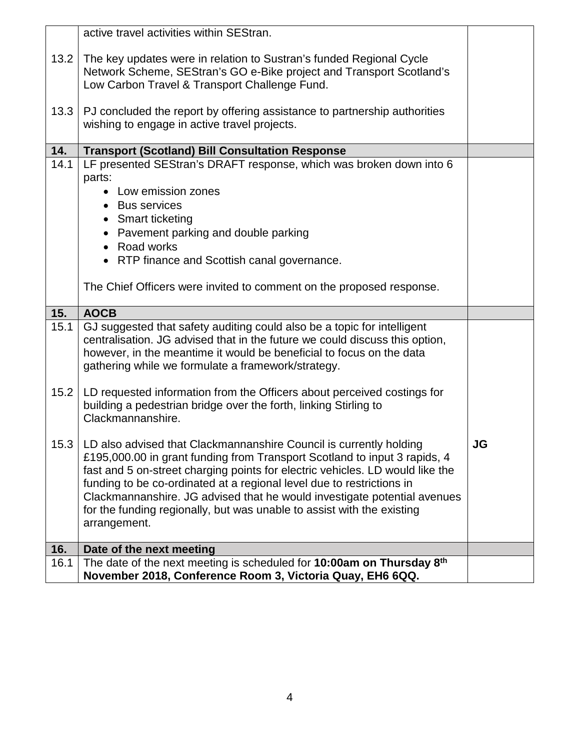| | | |
|---|---|---|
| | active travel activities within SEStran. | |
| 13.2 | The key updates were in relation to Sustran's funded Regional Cycle Network Scheme, SEStran's GO e-Bike project and Transport Scotland's Low Carbon Travel & Transport Challenge Fund. | |
| 13.3 | PJ concluded the report by offering assistance to partnership authorities wishing to engage in active travel projects. | |
| **14.** | **Transport (Scotland) Bill Consultation Response** | |
| 14.1 | LF presented SEStran's DRAFT response, which was broken down into 6 parts:<br>• Low emission zones<br>• Bus services<br>• Smart ticketing<br>• Pavement parking and double parking<br>• Road works<br>• RTP finance and Scottish canal governance.<br><br>The Chief Officers were invited to comment on the proposed response. | |
| **15.** | **AOCB** | |
| 15.1 | GJ suggested that safety auditing could also be a topic for intelligent centralisation. JG advised that in the future we could discuss this option, however, in the meantime it would be beneficial to focus on the data gathering while we formulate a framework/strategy. | |
| 15.2 | LD requested information from the Officers about perceived costings for building a pedestrian bridge over the forth, linking Stirling to Clackmannanshire. | |
| 15.3 | LD also advised that Clackmannanshire Council is currently holding £195,000.00 in grant funding from Transport Scotland to input 3 rapids, 4 fast and 5 on-street charging points for electric vehicles. LD would like the funding to be co-ordinated at a regional level due to restrictions in Clackmannanshire. JG advised that he would investigate potential avenues for the funding regionally, but was unable to assist with the existing arrangement. | **JG** |
| **16.** | **Date of the next meeting** | |
| 16.1 | The date of the next meeting is scheduled for **10:00am on Thursday 8th November 2018, Conference Room 3, Victoria Quay, EH6 6QQ.** | |